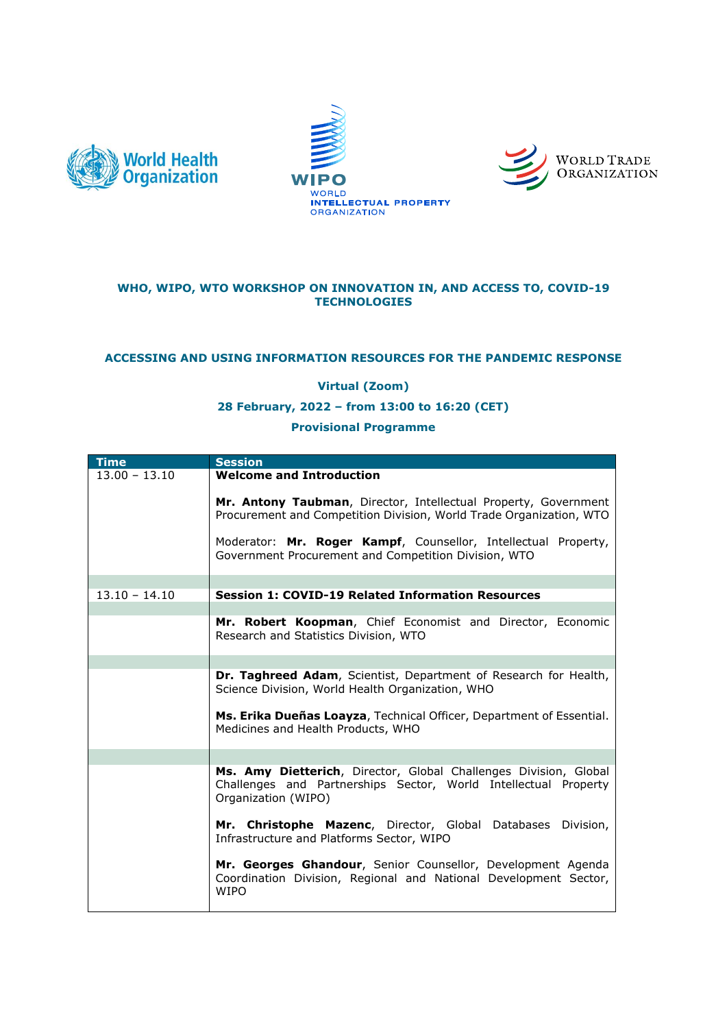World Health Organization

WIPO WORLD INTELLECTUAL PROPERTY ORGANIZATION

WORLD TRADE ORGANIZATION

## WHO, WIPO, WTO WORKSHOP ON INNOVATION IN, AND ACCESS TO, COVID-19 TECHNOLOGIES

### ACCESSING AND USING INFORMATION RESOURCES FOR THE PANDEMIC RESPONSE

**Virtual (Zoom)**

**28 February, 2022 – from 13:00 to 16:20 (CET)**

**Provisional Programme**

| Time | Session |
|---|---|
| 13.00 – 13.10 | **Welcome and Introduction**<br><br>**Mr. Antony Taubman**, Director, Intellectual Property, Government Procurement and Competition Division, World Trade Organization, WTO<br><br>Moderator: **Mr. Roger Kampf**, Counsellor, Intellectual Property, Government Procurement and Competition Division, WTO |
| | |
| 13.10 – 14.10 | **Session 1: COVID-19 Related Information Resources** |
| | |
| | **Mr. Robert Koopman**, Chief Economist and Director, Economic Research and Statistics Division, WTO |
| | |
| | **Dr. Taghreed Adam**, Scientist, Department of Research for Health, Science Division, World Health Organization, WHO<br><br>**Ms. Erika Dueñas Loayza**, Technical Officer, Department of Essential. Medicines and Health Products, WHO |
| | |
| | **Ms. Amy Dietterich**, Director, Global Challenges Division, Global Challenges and Partnerships Sector, World Intellectual Property Organization (WIPO)<br><br>**Mr. Christophe Mazenc**, Director, Global Databases Division, Infrastructure and Platforms Sector, WIPO<br><br>**Mr. Georges Ghandour**, Senior Counsellor, Development Agenda Coordination Division, Regional and National Development Sector, WIPO |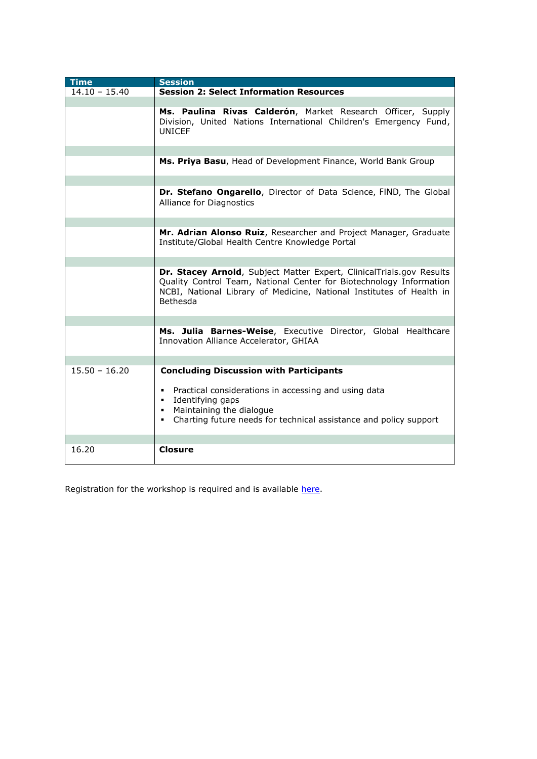| Time | Session |
| --- | --- |
| 14.10 – 15.40 | **Session 2: Select Information Resources** |
| | **Ms. Paulina Rivas Calderón**, Market Research Officer, Supply Division, United Nations International Children's Emergency Fund, UNICEF |
| | **Ms. Priya Basu**, Head of Development Finance, World Bank Group |
| | **Dr. Stefano Ongarello**, Director of Data Science, FIND, The Global Alliance for Diagnostics |
| | **Mr. Adrian Alonso Ruiz**, Researcher and Project Manager, Graduate Institute/Global Health Centre Knowledge Portal |
| | **Dr. Stacey Arnold**, Subject Matter Expert, ClinicalTrials.gov Results Quality Control Team, National Center for Biotechnology Information NCBI, National Library of Medicine, National Institutes of Health in Bethesda |
| | **Ms. Julia Barnes-Weise**, Executive Director, Global Healthcare Innovation Alliance Accelerator, GHIAA |
| 15.50 – 16.20 | **Concluding Discussion with Participants**<br>▪ Practical considerations in accessing and using data<br>▪ Identifying gaps<br>▪ Maintaining the dialogue<br>▪ Charting future needs for technical assistance and policy support |
| 16.20 | **Closure** |

Registration for the workshop is required and is available here.